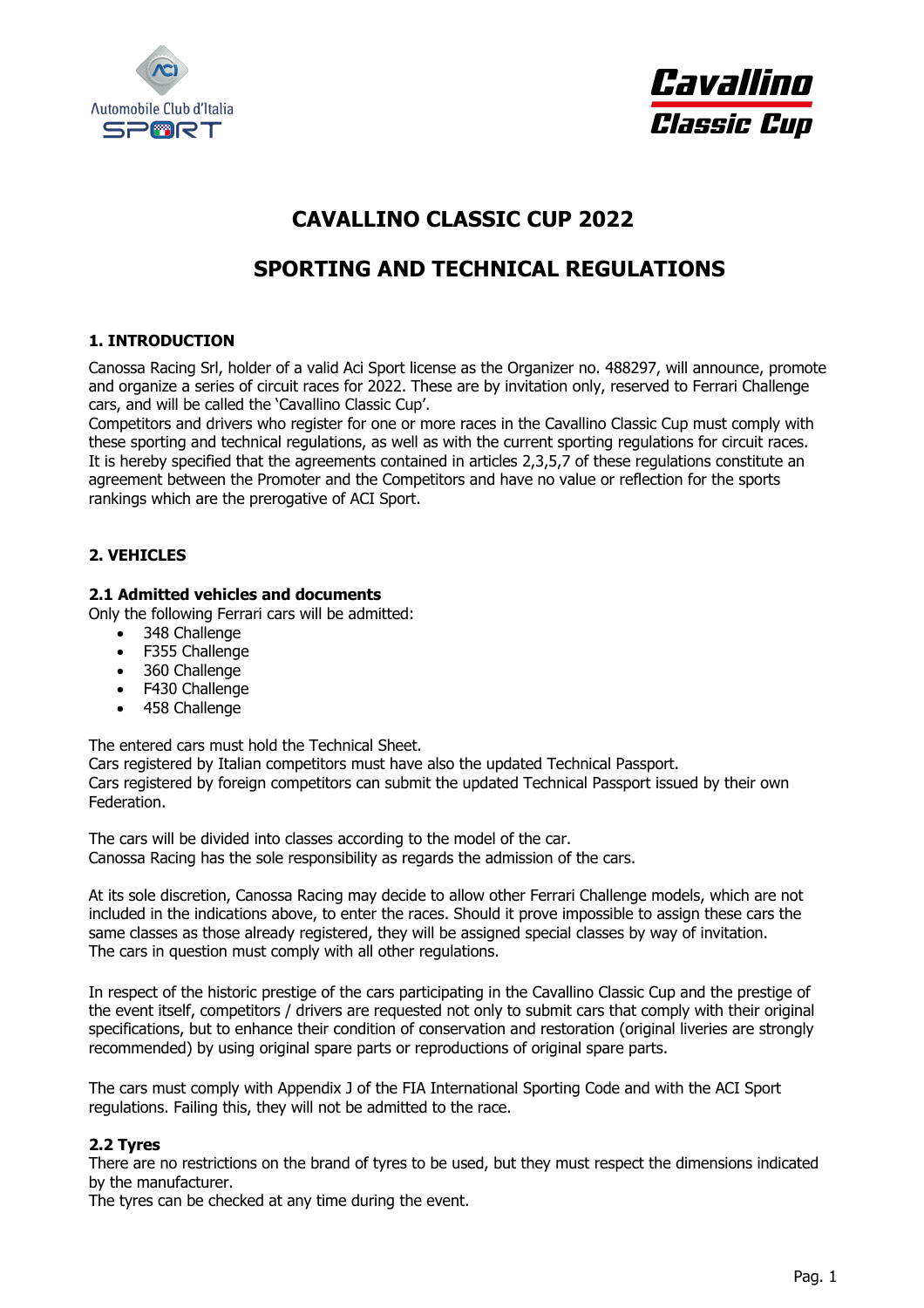# CAVALLINO CLASSIC CUP 2022

# SPORTING AND TECHNICAL REGULATIONS

## 1. INTRODUCTION

Canossa Racing Srl, holder of a valid Aci Sport license as the Organizer no. 488297, will announce, promote and organize a series of circuit races for 2022. These are by invitation only, reserved to Ferrari Challenge cars, and will be called the 'Cavallino Classic Cup'.
Competitors and drivers who register for one or more races in the Cavallino Classic Cup must comply with these sporting and technical regulations, as well as with the current sporting regulations for circuit races.
It is hereby specified that the agreements contained in articles 2,3,5,7 of these regulations constitute an agreement between the Promoter and the Competitors and have no value or reflection for the sports rankings which are the prerogative of ACI Sport.

## 2. VEHICLES

### 2.1 Admitted vehicles and documents

Only the following Ferrari cars will be admitted:

- 348 Challenge
- F355 Challenge
- 360 Challenge
- F430 Challenge
- 458 Challenge

The entered cars must hold the Technical Sheet.
Cars registered by Italian competitors must have also the updated Technical Passport.
Cars registered by foreign competitors can submit the updated Technical Passport issued by their own Federation.

The cars will be divided into classes according to the model of the car.
Canossa Racing has the sole responsibility as regards the admission of the cars.

At its sole discretion, Canossa Racing may decide to allow other Ferrari Challenge models, which are not included in the indications above, to enter the races. Should it prove impossible to assign these cars the same classes as those already registered, they will be assigned special classes by way of invitation.
The cars in question must comply with all other regulations.

In respect of the historic prestige of the cars participating in the Cavallino Classic Cup and the prestige of the event itself, competitors / drivers are requested not only to submit cars that comply with their original specifications, but to enhance their condition of conservation and restoration (original liveries are strongly recommended) by using original spare parts or reproductions of original spare parts.

The cars must comply with Appendix J of the FIA International Sporting Code and with the ACI Sport regulations. Failing this, they will not be admitted to the race.

### 2.2 Tyres

There are no restrictions on the brand of tyres to be used, but they must respect the dimensions indicated by the manufacturer.
The tyres can be checked at any time during the event.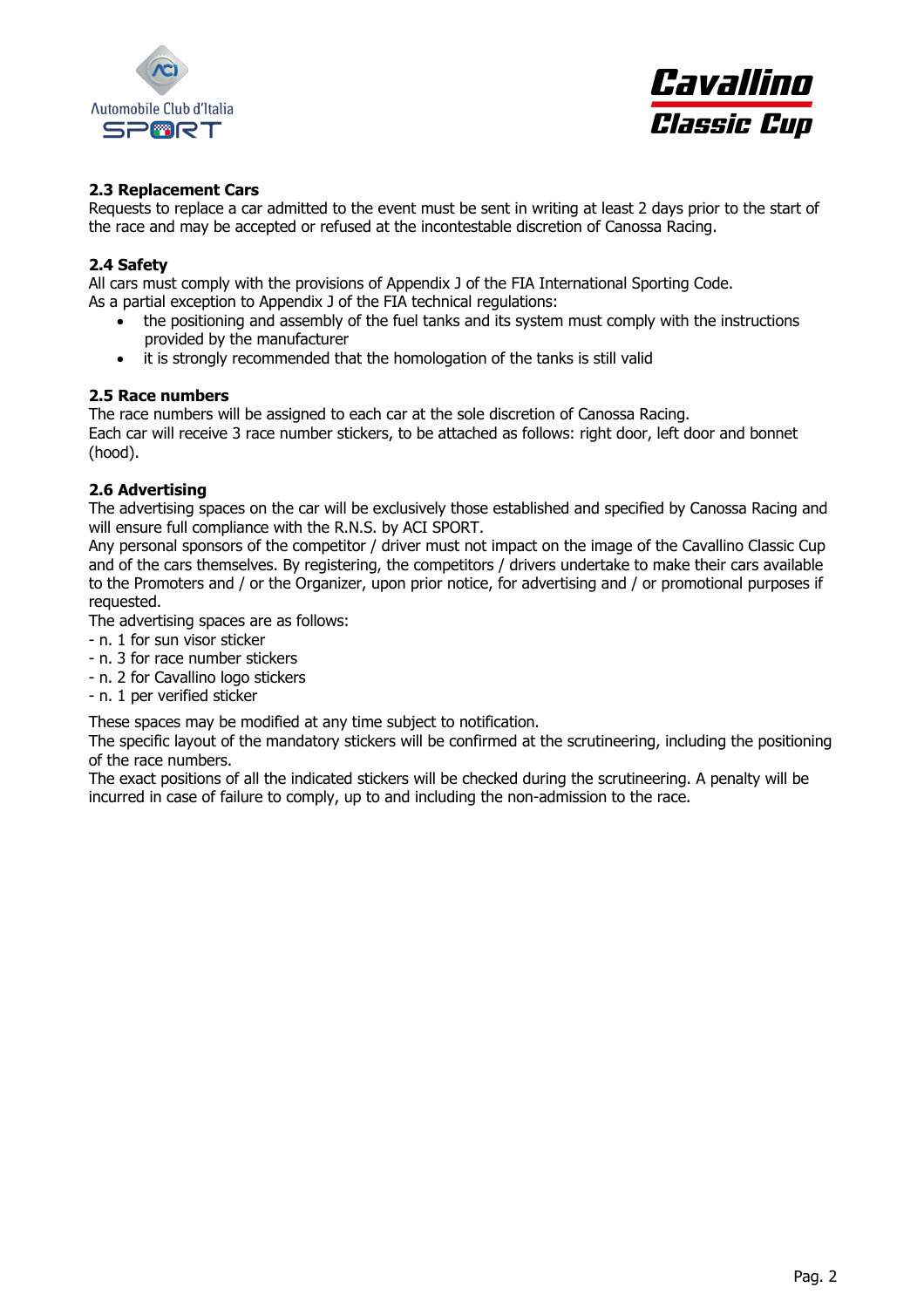### 2.3 Replacement Cars

Requests to replace a car admitted to the event must be sent in writing at least 2 days prior to the start of the race and may be accepted or refused at the incontestable discretion of Canossa Racing.

### 2.4 Safety

All cars must comply with the provisions of Appendix J of the FIA International Sporting Code.
As a partial exception to Appendix J of the FIA technical regulations:

- the positioning and assembly of the fuel tanks and its system must comply with the instructions provided by the manufacturer
- it is strongly recommended that the homologation of the tanks is still valid

### 2.5 Race numbers

The race numbers will be assigned to each car at the sole discretion of Canossa Racing.
Each car will receive 3 race number stickers, to be attached as follows: right door, left door and bonnet (hood).

### 2.6 Advertising

The advertising spaces on the car will be exclusively those established and specified by Canossa Racing and will ensure full compliance with the R.N.S. by ACI SPORT.
Any personal sponsors of the competitor / driver must not impact on the image of the Cavallino Classic Cup and of the cars themselves. By registering, the competitors / drivers undertake to make their cars available to the Promoters and / or the Organizer, upon prior notice, for advertising and / or promotional purposes if requested.
The advertising spaces are as follows:

- n. 1 for sun visor sticker
- n. 3 for race number stickers
- n. 2 for Cavallino logo stickers
- n. 1 per verified sticker

These spaces may be modified at any time subject to notification.
The specific layout of the mandatory stickers will be confirmed at the scrutineering, including the positioning of the race numbers.
The exact positions of all the indicated stickers will be checked during the scrutineering. A penalty will be incurred in case of failure to comply, up to and including the non-admission to the race.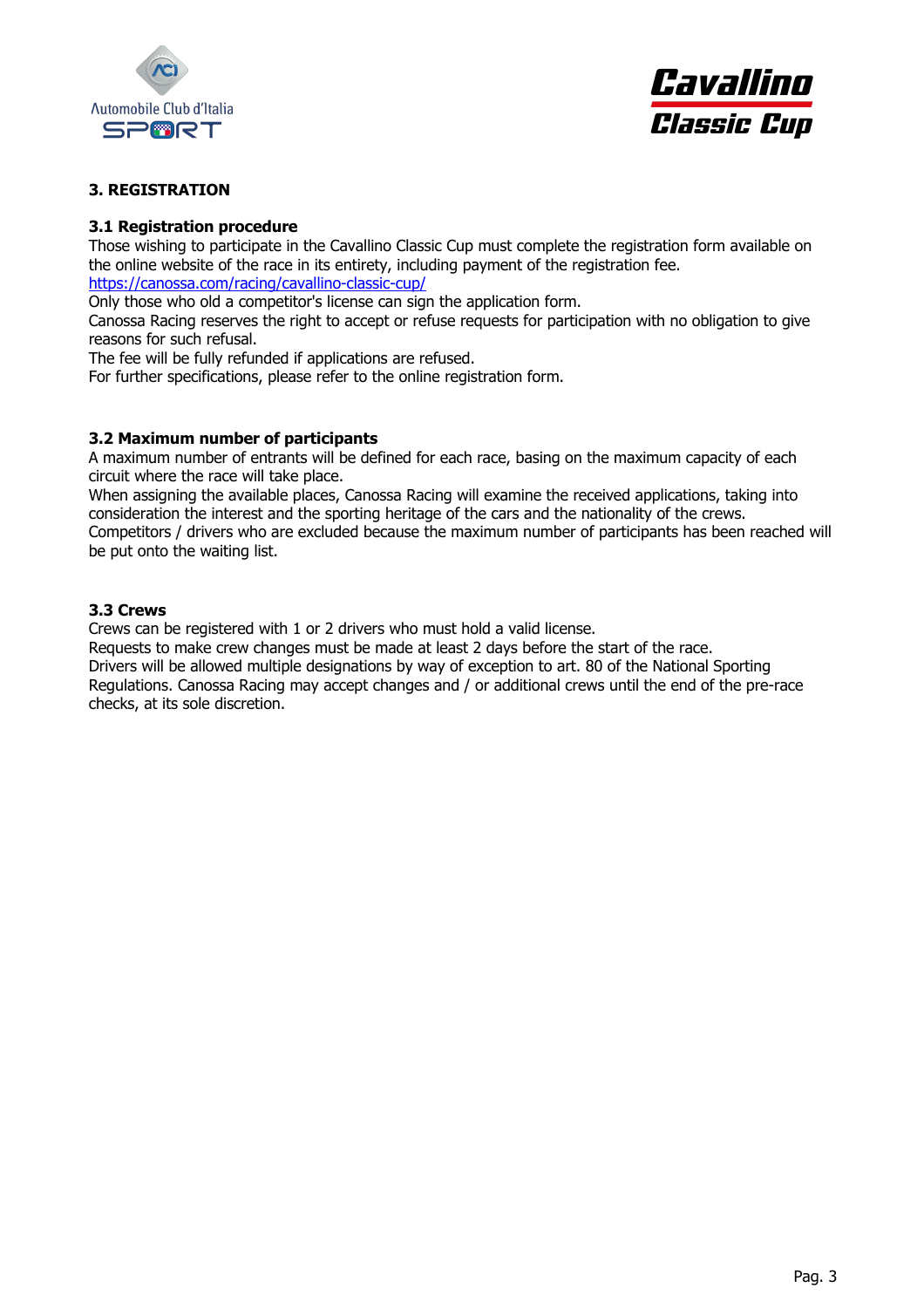## 3. REGISTRATION

### 3.1 Registration procedure

Those wishing to participate in the Cavallino Classic Cup must complete the registration form available on the online website of the race in its entirety, including payment of the registration fee.
https://canossa.com/racing/cavallino-classic-cup/
Only those who old a competitor's license can sign the application form.
Canossa Racing reserves the right to accept or refuse requests for participation with no obligation to give reasons for such refusal.
The fee will be fully refunded if applications are refused.
For further specifications, please refer to the online registration form.

### 3.2 Maximum number of participants

A maximum number of entrants will be defined for each race, basing on the maximum capacity of each circuit where the race will take place.
When assigning the available places, Canossa Racing will examine the received applications, taking into consideration the interest and the sporting heritage of the cars and the nationality of the crews.
Competitors / drivers who are excluded because the maximum number of participants has been reached will be put onto the waiting list.

### 3.3 Crews

Crews can be registered with 1 or 2 drivers who must hold a valid license.
Requests to make crew changes must be made at least 2 days before the start of the race.
Drivers will be allowed multiple designations by way of exception to art. 80 of the National Sporting Regulations. Canossa Racing may accept changes and / or additional crews until the end of the pre-race checks, at its sole discretion.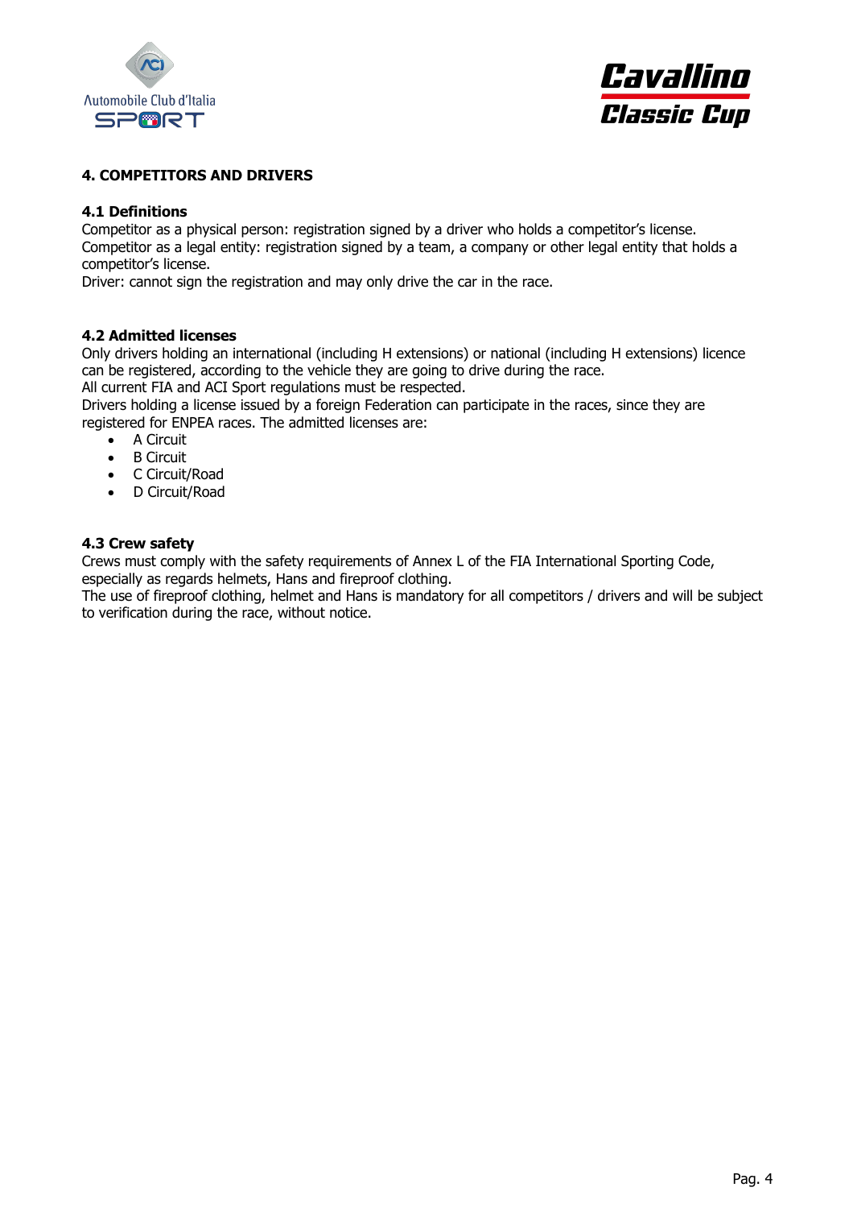## 4. COMPETITORS AND DRIVERS

### 4.1 Definitions

Competitor as a physical person: registration signed by a driver who holds a competitor's license.
Competitor as a legal entity: registration signed by a team, a company or other legal entity that holds a competitor's license.
Driver: cannot sign the registration and may only drive the car in the race.

### 4.2 Admitted licenses

Only drivers holding an international (including H extensions) or national (including H extensions) licence can be registered, according to the vehicle they are going to drive during the race.
All current FIA and ACI Sport regulations must be respected.
Drivers holding a license issued by a foreign Federation can participate in the races, since they are registered for ENPEA races. The admitted licenses are:

- A Circuit
- B Circuit
- C Circuit/Road
- D Circuit/Road

### 4.3 Crew safety

Crews must comply with the safety requirements of Annex L of the FIA International Sporting Code, especially as regards helmets, Hans and fireproof clothing.
The use of fireproof clothing, helmet and Hans is mandatory for all competitors / drivers and will be subject to verification during the race, without notice.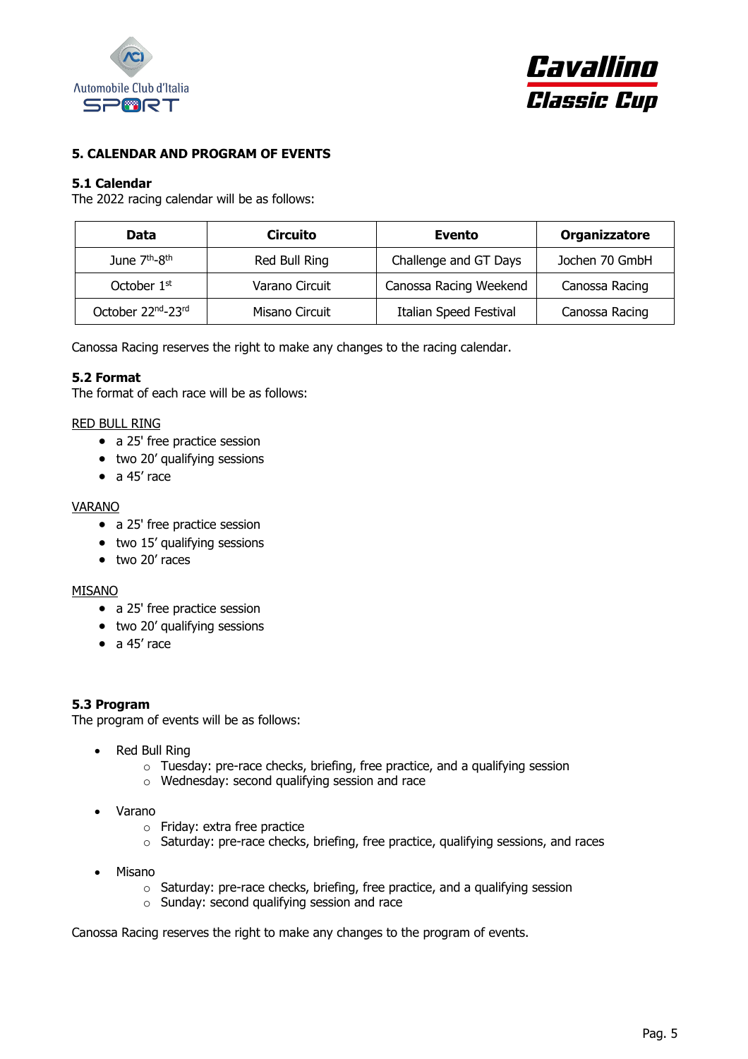## 5. CALENDAR AND PROGRAM OF EVENTS

### 5.1 Calendar

The 2022 racing calendar will be as follows:

| Data | Circuito | Evento | Organizzatore |
|---|---|---|---|
| June 7th-8th | Red Bull Ring | Challenge and GT Days | Jochen 70 GmbH |
| October 1st | Varano Circuit | Canossa Racing Weekend | Canossa Racing |
| October 22nd-23rd | Misano Circuit | Italian Speed Festival | Canossa Racing |

Canossa Racing reserves the right to make any changes to the racing calendar.

### 5.2 Format

The format of each race will be as follows:

<u>RED BULL RING</u>

- a 25' free practice session
- two 20' qualifying sessions
- a 45' race

<u>VARANO</u>

- a 25' free practice session
- two 15' qualifying sessions
- two 20' races

<u>MISANO</u>

- a 25' free practice session
- two 20' qualifying sessions
- a 45' race

### 5.3 Program

The program of events will be as follows:

- Red Bull Ring
  - Tuesday: pre-race checks, briefing, free practice, and a qualifying session
  - Wednesday: second qualifying session and race
- Varano
  - Friday: extra free practice
  - Saturday: pre-race checks, briefing, free practice, qualifying sessions, and races
- Misano
  - Saturday: pre-race checks, briefing, free practice, and a qualifying session
  - Sunday: second qualifying session and race

Canossa Racing reserves the right to make any changes to the program of events.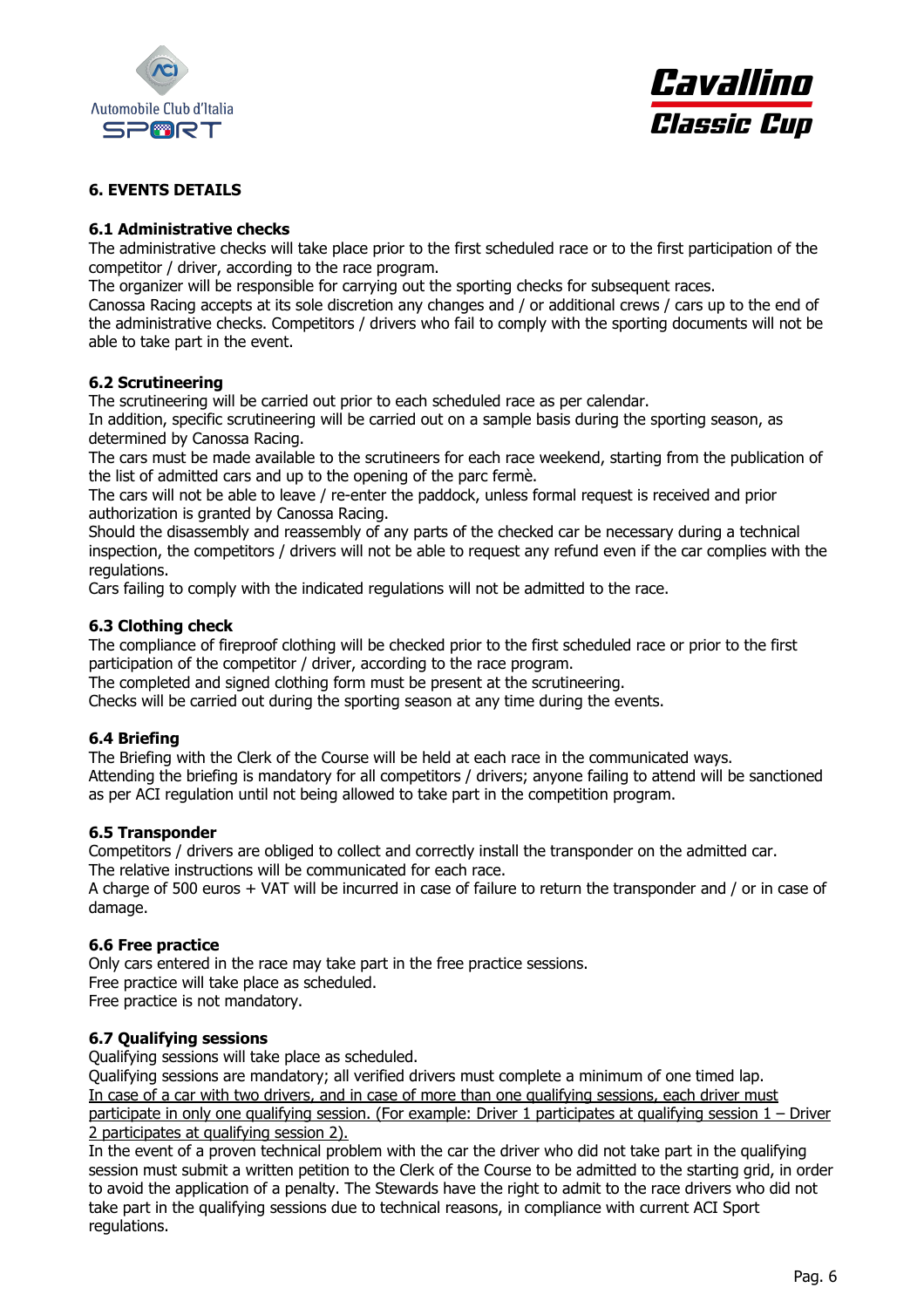## 6. EVENTS DETAILS

### 6.1 Administrative checks

The administrative checks will take place prior to the first scheduled race or to the first participation of the competitor / driver, according to the race program.
The organizer will be responsible for carrying out the sporting checks for subsequent races.
Canossa Racing accepts at its sole discretion any changes and / or additional crews / cars up to the end of the administrative checks. Competitors / drivers who fail to comply with the sporting documents will not be able to take part in the event.

### 6.2 Scrutineering

The scrutineering will be carried out prior to each scheduled race as per calendar.
In addition, specific scrutineering will be carried out on a sample basis during the sporting season, as determined by Canossa Racing.
The cars must be made available to the scrutineers for each race weekend, starting from the publication of the list of admitted cars and up to the opening of the parc fermè.
The cars will not be able to leave / re-enter the paddock, unless formal request is received and prior authorization is granted by Canossa Racing.
Should the disassembly and reassembly of any parts of the checked car be necessary during a technical inspection, the competitors / drivers will not be able to request any refund even if the car complies with the regulations.
Cars failing to comply with the indicated regulations will not be admitted to the race.

### 6.3 Clothing check

The compliance of fireproof clothing will be checked prior to the first scheduled race or prior to the first participation of the competitor / driver, according to the race program.
The completed and signed clothing form must be present at the scrutineering.
Checks will be carried out during the sporting season at any time during the events.

### 6.4 Briefing

The Briefing with the Clerk of the Course will be held at each race in the communicated ways.
Attending the briefing is mandatory for all competitors / drivers; anyone failing to attend will be sanctioned as per ACI regulation until not being allowed to take part in the competition program.

### 6.5 Transponder

Competitors / drivers are obliged to collect and correctly install the transponder on the admitted car.
The relative instructions will be communicated for each race.
A charge of 500 euros + VAT will be incurred in case of failure to return the transponder and / or in case of damage.

### 6.6 Free practice

Only cars entered in the race may take part in the free practice sessions.
Free practice will take place as scheduled.
Free practice is not mandatory.

### 6.7 Qualifying sessions

Qualifying sessions will take place as scheduled.
Qualifying sessions are mandatory; all verified drivers must complete a minimum of one timed lap.
<u>In case of a car with two drivers, and in case of more than one qualifying sessions, each driver must participate in only one qualifying session. (For example: Driver 1 participates at qualifying session 1 – Driver 2 participates at qualifying session 2).</u>
In the event of a proven technical problem with the car the driver who did not take part in the qualifying session must submit a written petition to the Clerk of the Course to be admitted to the starting grid, in order to avoid the application of a penalty. The Stewards have the right to admit to the race drivers who did not take part in the qualifying sessions due to technical reasons, in compliance with current ACI Sport regulations.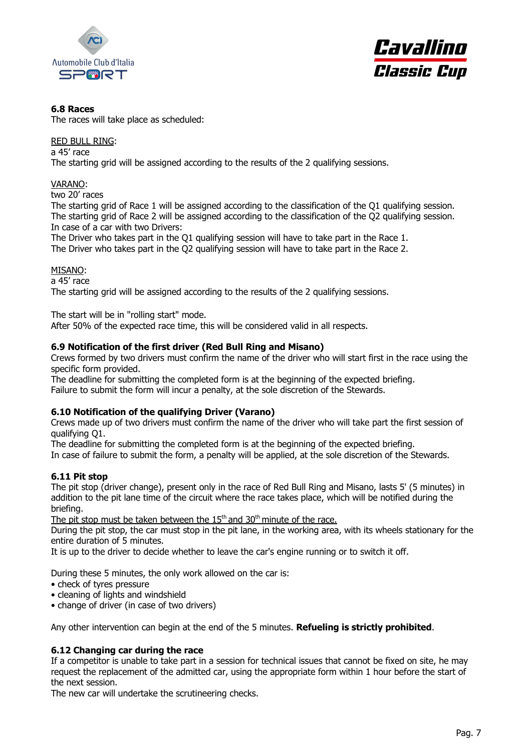### 6.8 Races

The races will take place as scheduled:

<u>RED BULL RING</u>:
a 45' race
The starting grid will be assigned according to the results of the 2 qualifying sessions.

<u>VARANO</u>:
two 20' races
The starting grid of Race 1 will be assigned according to the classification of the Q1 qualifying session.
The starting grid of Race 2 will be assigned according to the classification of the Q2 qualifying session.
In case of a car with two Drivers:
The Driver who takes part in the Q1 qualifying session will have to take part in the Race 1.
The Driver who takes part in the Q2 qualifying session will have to take part in the Race 2.

<u>MISANO</u>:
a 45' race
The starting grid will be assigned according to the results of the 2 qualifying sessions.

The start will be in "rolling start" mode.
After 50% of the expected race time, this will be considered valid in all respects.

### 6.9 Notification of the first driver (Red Bull Ring and Misano)

Crews formed by two drivers must confirm the name of the driver who will start first in the race using the specific form provided.
The deadline for submitting the completed form is at the beginning of the expected briefing.
Failure to submit the form will incur a penalty, at the sole discretion of the Stewards.

### 6.10 Notification of the qualifying Driver (Varano)

Crews made up of two drivers must confirm the name of the driver who will take part the first session of qualifying Q1.
The deadline for submitting the completed form is at the beginning of the expected briefing.
In case of failure to submit the form, a penalty will be applied, at the sole discretion of the Stewards.

### 6.11 Pit stop

The pit stop (driver change), present only in the race of Red Bull Ring and Misano, lasts 5' (5 minutes) in addition to the pit lane time of the circuit where the race takes place, which will be notified during the briefing.
<u>The pit stop must be taken between the 15th and 30th minute of the race.</u>
During the pit stop, the car must stop in the pit lane, in the working area, with its wheels stationary for the entire duration of 5 minutes.
It is up to the driver to decide whether to leave the car's engine running or to switch it off.

During these 5 minutes, the only work allowed on the car is:

- check of tyres pressure
- cleaning of lights and windshield
- change of driver (in case of two drivers)

Any other intervention can begin at the end of the 5 minutes. **Refueling is strictly prohibited**.

### 6.12 Changing car during the race

If a competitor is unable to take part in a session for technical issues that cannot be fixed on site, he may request the replacement of the admitted car, using the appropriate form within 1 hour before the start of the next session.
The new car will undertake the scrutineering checks.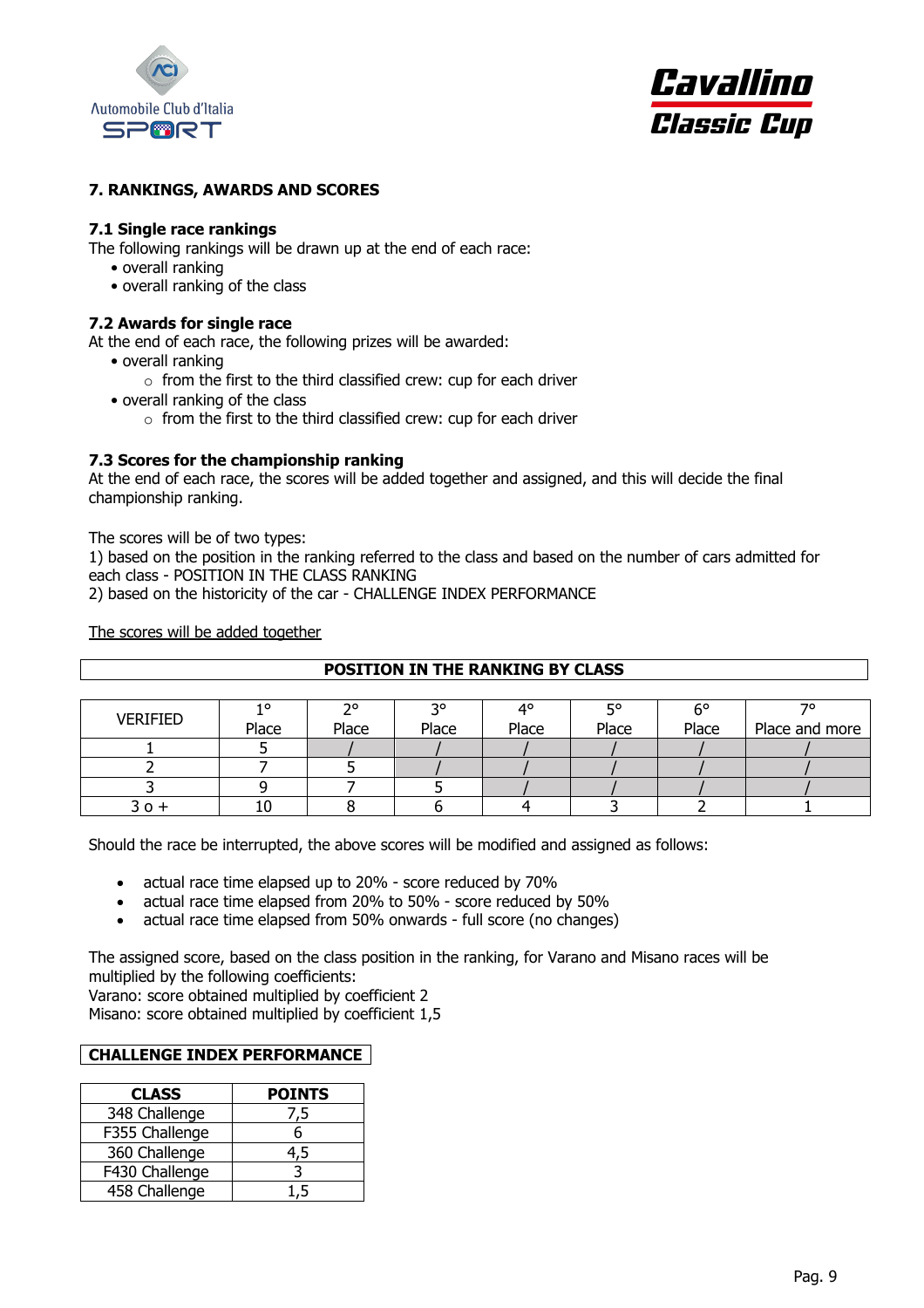## 7. RANKINGS, AWARDS AND SCORES

### 7.1 Single race rankings

The following rankings will be drawn up at the end of each race:

- overall ranking
- overall ranking of the class

### 7.2 Awards for single race

At the end of each race, the following prizes will be awarded:

- overall ranking
  - from the first to the third classified crew: cup for each driver
- overall ranking of the class
  - from the first to the third classified crew: cup for each driver

### 7.3 Scores for the championship ranking

At the end of each race, the scores will be added together and assigned, and this will decide the final championship ranking.

The scores will be of two types:
1) based on the position in the ranking referred to the class and based on the number of cars admitted for each class - POSITION IN THE CLASS RANKING
2) based on the historicity of the car - CHALLENGE INDEX PERFORMANCE

The scores will be added together

**POSITION IN THE RANKING BY CLASS**

| VERIFIED | 1° Place | 2° Place | 3° Place | 4° Place | 5° Place | 6° Place | 7° Place and more |
|---|---|---|---|---|---|---|---|
| 1 | 5 | / | / | / | / | / | / |
| 2 | 7 | 5 | / | / | / | / | / |
| 3 | 9 | 7 | 5 | / | / | / | / |
| 3 o + | 10 | 8 | 6 | 4 | 3 | 2 | 1 |

Should the race be interrupted, the above scores will be modified and assigned as follows:

- actual race time elapsed up to 20% - score reduced by 70%
- actual race time elapsed from 20% to 50% - score reduced by 50%
- actual race time elapsed from 50% onwards - full score (no changes)

The assigned score, based on the class position in the ranking, for Varano and Misano races will be multiplied by the following coefficients:
Varano: score obtained multiplied by coefficient 2
Misano: score obtained multiplied by coefficient 1,5

**CHALLENGE INDEX PERFORMANCE**

| CLASS | POINTS |
|---|---|
| 348 Challenge | 7,5 |
| F355 Challenge | 6 |
| 360 Challenge | 4,5 |
| F430 Challenge | 3 |
| 458 Challenge | 1,5 |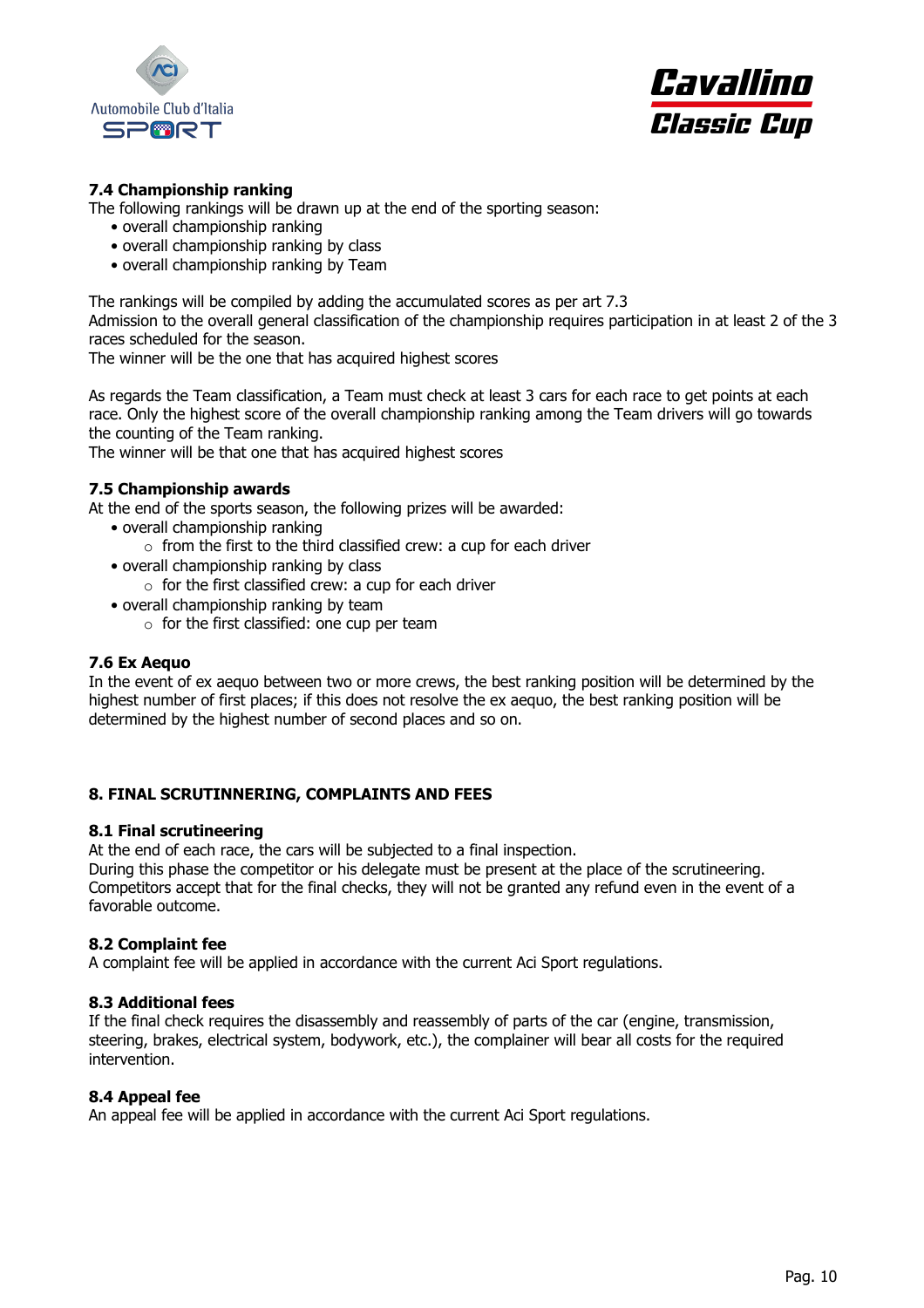**7.4 Championship ranking**

The following rankings will be drawn up at the end of the sporting season:

- overall championship ranking
- overall championship ranking by class
- overall championship ranking by Team

The rankings will be compiled by adding the accumulated scores as per art 7.3

Admission to the overall general classification of the championship requires participation in at least 2 of the 3 races scheduled for the season.

The winner will be the one that has acquired highest scores

As regards the Team classification, a Team must check at least 3 cars for each race to get points at each race. Only the highest score of the overall championship ranking among the Team drivers will go towards the counting of the Team ranking.

The winner will be that one that has acquired highest scores

**7.5 Championship awards**

At the end of the sports season, the following prizes will be awarded:

- overall championship ranking
  - from the first to the third classified crew: a cup for each driver
- overall championship ranking by class
  - for the first classified crew: a cup for each driver
- overall championship ranking by team
  - for the first classified: one cup per team

**7.6 Ex Aequo**

In the event of ex aequo between two or more crews, the best ranking position will be determined by the highest number of first places; if this does not resolve the ex aequo, the best ranking position will be determined by the highest number of second places and so on.

## 8. FINAL SCRUTINNERING, COMPLAINTS AND FEES

**8.1 Final scrutineering**

At the end of each race, the cars will be subjected to a final inspection.

During this phase the competitor or his delegate must be present at the place of the scrutineering.

Competitors accept that for the final checks, they will not be granted any refund even in the event of a favorable outcome.

**8.2 Complaint fee**

A complaint fee will be applied in accordance with the current Aci Sport regulations.

**8.3 Additional fees**

If the final check requires the disassembly and reassembly of parts of the car (engine, transmission, steering, brakes, electrical system, bodywork, etc.), the complainer will bear all costs for the required intervention.

**8.4 Appeal fee**

An appeal fee will be applied in accordance with the current Aci Sport regulations.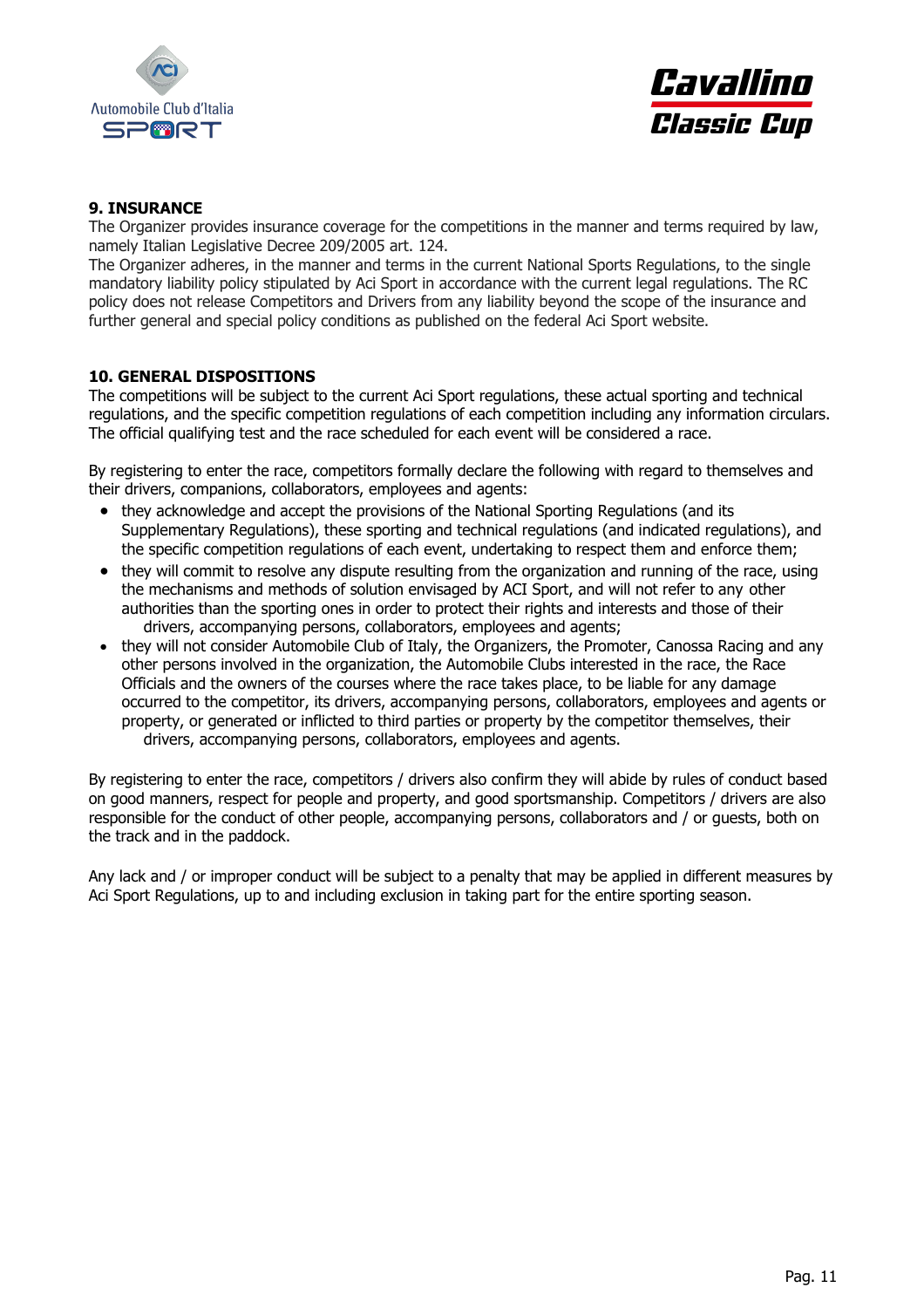## 9. INSURANCE

The Organizer provides insurance coverage for the competitions in the manner and terms required by law, namely Italian Legislative Decree 209/2005 art. 124.
The Organizer adheres, in the manner and terms in the current National Sports Regulations, to the single mandatory liability policy stipulated by Aci Sport in accordance with the current legal regulations. The RC policy does not release Competitors and Drivers from any liability beyond the scope of the insurance and further general and special policy conditions as published on the federal Aci Sport website.

## 10. GENERAL DISPOSITIONS

The competitions will be subject to the current Aci Sport regulations, these actual sporting and technical regulations, and the specific competition regulations of each competition including any information circulars. The official qualifying test and the race scheduled for each event will be considered a race.

By registering to enter the race, competitors formally declare the following with regard to themselves and their drivers, companions, collaborators, employees and agents:

- they acknowledge and accept the provisions of the National Sporting Regulations (and its Supplementary Regulations), these sporting and technical regulations (and indicated regulations), and the specific competition regulations of each event, undertaking to respect them and enforce them;
- they will commit to resolve any dispute resulting from the organization and running of the race, using the mechanisms and methods of solution envisaged by ACI Sport, and will not refer to any other authorities than the sporting ones in order to protect their rights and interests and those of their drivers, accompanying persons, collaborators, employees and agents;
- they will not consider Automobile Club of Italy, the Organizers, the Promoter, Canossa Racing and any other persons involved in the organization, the Automobile Clubs interested in the race, the Race Officials and the owners of the courses where the race takes place, to be liable for any damage occurred to the competitor, its drivers, accompanying persons, collaborators, employees and agents or property, or generated or inflicted to third parties or property by the competitor themselves, their drivers, accompanying persons, collaborators, employees and agents.

By registering to enter the race, competitors / drivers also confirm they will abide by rules of conduct based on good manners, respect for people and property, and good sportsmanship. Competitors / drivers are also responsible for the conduct of other people, accompanying persons, collaborators and / or guests, both on the track and in the paddock.

Any lack and / or improper conduct will be subject to a penalty that may be applied in different measures by Aci Sport Regulations, up to and including exclusion in taking part for the entire sporting season.